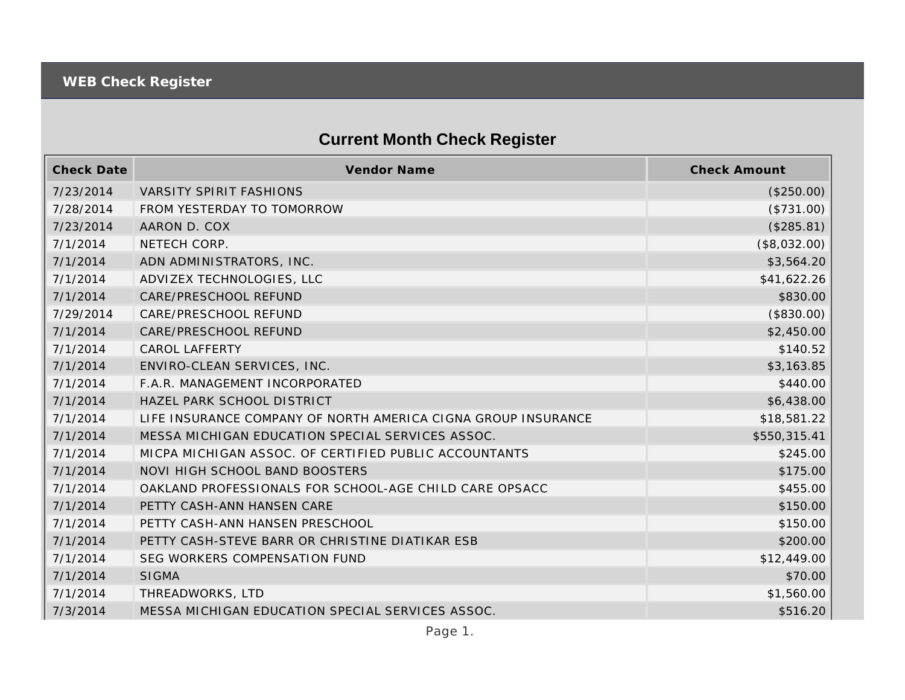# WEB Check Register

## Current Month Check Register

| Check Date | Vendor Name | Check Amount |
|---|---|---|
| 7/23/2014 | VARSITY SPIRIT FASHIONS | ($250.00) |
| 7/28/2014 | FROM YESTERDAY TO TOMORROW | ($731.00) |
| 7/23/2014 | AARON D. COX | ($285.81) |
| 7/1/2014 | NETECH CORP. | ($8,032.00) |
| 7/1/2014 | ADN ADMINISTRATORS, INC. | $3,564.20 |
| 7/1/2014 | ADVIZEX TECHNOLOGIES, LLC | $41,622.26 |
| 7/1/2014 | CARE/PRESCHOOL REFUND | $830.00 |
| 7/29/2014 | CARE/PRESCHOOL REFUND | ($830.00) |
| 7/1/2014 | CARE/PRESCHOOL REFUND | $2,450.00 |
| 7/1/2014 | CAROL LAFFERTY | $140.52 |
| 7/1/2014 | ENVIRO-CLEAN SERVICES, INC. | $3,163.85 |
| 7/1/2014 | F.A.R. MANAGEMENT INCORPORATED | $440.00 |
| 7/1/2014 | HAZEL PARK SCHOOL DISTRICT | $6,438.00 |
| 7/1/2014 | LIFE INSURANCE COMPANY OF NORTH AMERICA CIGNA GROUP INSURANCE | $18,581.22 |
| 7/1/2014 | MESSA MICHIGAN EDUCATION SPECIAL SERVICES ASSOC. | $550,315.41 |
| 7/1/2014 | MICPA MICHIGAN ASSOC. OF CERTIFIED PUBLIC ACCOUNTANTS | $245.00 |
| 7/1/2014 | NOVI HIGH SCHOOL BAND BOOSTERS | $175.00 |
| 7/1/2014 | OAKLAND PROFESSIONALS FOR SCHOOL-AGE CHILD CARE OPSACC | $455.00 |
| 7/1/2014 | PETTY CASH-ANN HANSEN CARE | $150.00 |
| 7/1/2014 | PETTY CASH-ANN HANSEN PRESCHOOL | $150.00 |
| 7/1/2014 | PETTY CASH-STEVE BARR OR CHRISTINE DIATIKAR ESB | $200.00 |
| 7/1/2014 | SEG WORKERS COMPENSATION FUND | $12,449.00 |
| 7/1/2014 | SIGMA | $70.00 |
| 7/1/2014 | THREADWORKS, LTD | $1,560.00 |
| 7/3/2014 | MESSA MICHIGAN EDUCATION SPECIAL SERVICES ASSOC. | $516.20 |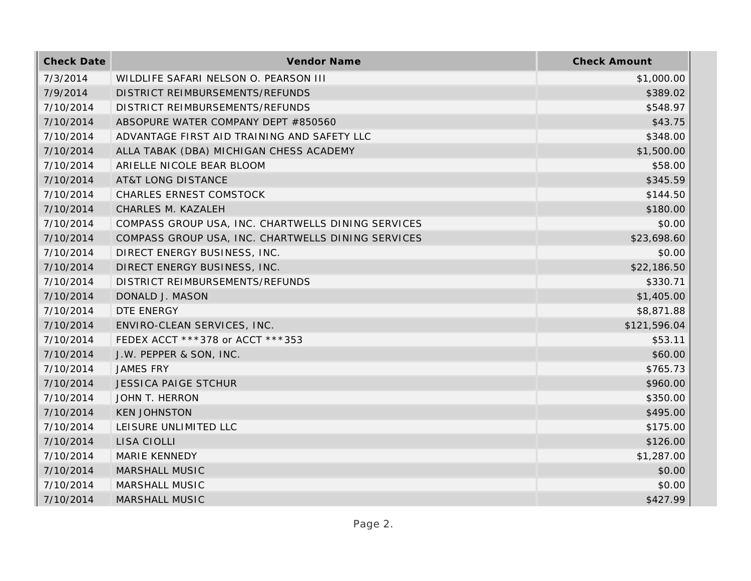| Check Date | Vendor Name | Check Amount |
|---|---|---|
| 7/3/2014 | WILDLIFE SAFARI NELSON O. PEARSON III | $1,000.00 |
| 7/9/2014 | DISTRICT REIMBURSEMENTS/REFUNDS | $389.02 |
| 7/10/2014 | DISTRICT REIMBURSEMENTS/REFUNDS | $548.97 |
| 7/10/2014 | ABSOPURE WATER COMPANY DEPT #850560 | $43.75 |
| 7/10/2014 | ADVANTAGE FIRST AID TRAINING AND SAFETY LLC | $348.00 |
| 7/10/2014 | ALLA TABAK (DBA) MICHIGAN CHESS ACADEMY | $1,500.00 |
| 7/10/2014 | ARIELLE NICOLE BEAR BLOOM | $58.00 |
| 7/10/2014 | AT&T LONG DISTANCE | $345.59 |
| 7/10/2014 | CHARLES ERNEST COMSTOCK | $144.50 |
| 7/10/2014 | CHARLES M. KAZALEH | $180.00 |
| 7/10/2014 | COMPASS GROUP USA, INC. CHARTWELLS DINING SERVICES | $0.00 |
| 7/10/2014 | COMPASS GROUP USA, INC. CHARTWELLS DINING SERVICES | $23,698.60 |
| 7/10/2014 | DIRECT ENERGY BUSINESS, INC. | $0.00 |
| 7/10/2014 | DIRECT ENERGY BUSINESS, INC. | $22,186.50 |
| 7/10/2014 | DISTRICT REIMBURSEMENTS/REFUNDS | $330.71 |
| 7/10/2014 | DONALD J. MASON | $1,405.00 |
| 7/10/2014 | DTE ENERGY | $8,871.88 |
| 7/10/2014 | ENVIRO-CLEAN SERVICES, INC. | $121,596.04 |
| 7/10/2014 | FEDEX ACCT ***378 or ACCT ***353 | $53.11 |
| 7/10/2014 | J.W. PEPPER & SON, INC. | $60.00 |
| 7/10/2014 | JAMES FRY | $765.73 |
| 7/10/2014 | JESSICA PAIGE STCHUR | $960.00 |
| 7/10/2014 | JOHN T. HERRON | $350.00 |
| 7/10/2014 | KEN JOHNSTON | $495.00 |
| 7/10/2014 | LEISURE UNLIMITED LLC | $175.00 |
| 7/10/2014 | LISA CIOLLI | $126.00 |
| 7/10/2014 | MARIE KENNEDY | $1,287.00 |
| 7/10/2014 | MARSHALL MUSIC | $0.00 |
| 7/10/2014 | MARSHALL MUSIC | $0.00 |
| 7/10/2014 | MARSHALL MUSIC | $427.99 |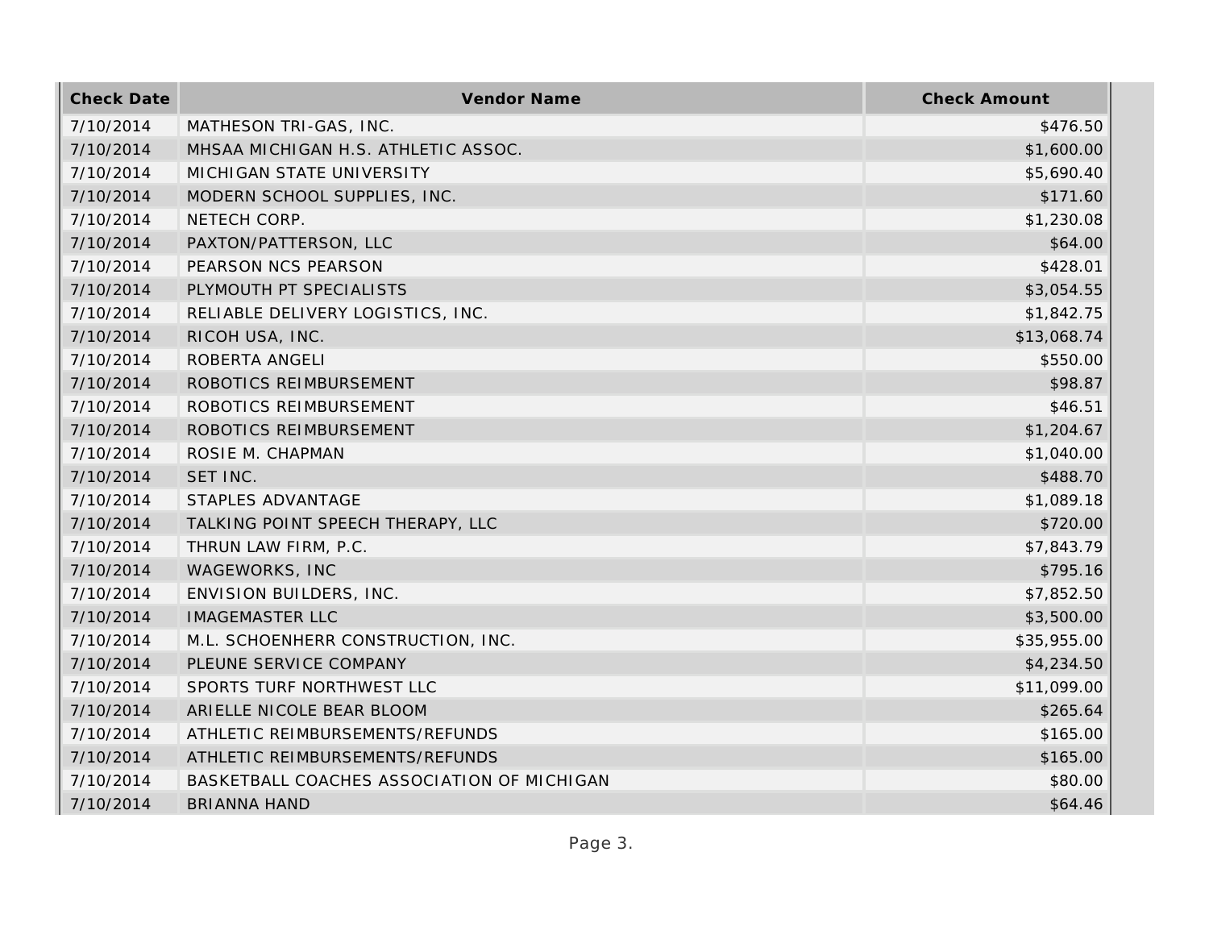| Check Date | Vendor Name | Check Amount |
| --- | --- | --- |
| 7/10/2014 | MATHESON TRI-GAS, INC. | $476.50 |
| 7/10/2014 | MHSAA MICHIGAN H.S. ATHLETIC ASSOC. | $1,600.00 |
| 7/10/2014 | MICHIGAN STATE UNIVERSITY | $5,690.40 |
| 7/10/2014 | MODERN SCHOOL SUPPLIES, INC. | $171.60 |
| 7/10/2014 | NETECH CORP. | $1,230.08 |
| 7/10/2014 | PAXTON/PATTERSON, LLC | $64.00 |
| 7/10/2014 | PEARSON NCS PEARSON | $428.01 |
| 7/10/2014 | PLYMOUTH PT SPECIALISTS | $3,054.55 |
| 7/10/2014 | RELIABLE DELIVERY LOGISTICS, INC. | $1,842.75 |
| 7/10/2014 | RICOH USA, INC. | $13,068.74 |
| 7/10/2014 | ROBERTA ANGELI | $550.00 |
| 7/10/2014 | ROBOTICS REIMBURSEMENT | $98.87 |
| 7/10/2014 | ROBOTICS REIMBURSEMENT | $46.51 |
| 7/10/2014 | ROBOTICS REIMBURSEMENT | $1,204.67 |
| 7/10/2014 | ROSIE M. CHAPMAN | $1,040.00 |
| 7/10/2014 | SET INC. | $488.70 |
| 7/10/2014 | STAPLES ADVANTAGE | $1,089.18 |
| 7/10/2014 | TALKING POINT SPEECH THERAPY, LLC | $720.00 |
| 7/10/2014 | THRUN LAW FIRM, P.C. | $7,843.79 |
| 7/10/2014 | WAGEWORKS, INC | $795.16 |
| 7/10/2014 | ENVISION BUILDERS, INC. | $7,852.50 |
| 7/10/2014 | IMAGEMASTER LLC | $3,500.00 |
| 7/10/2014 | M.L. SCHOENHERR CONSTRUCTION, INC. | $35,955.00 |
| 7/10/2014 | PLEUNE SERVICE COMPANY | $4,234.50 |
| 7/10/2014 | SPORTS TURF NORTHWEST LLC | $11,099.00 |
| 7/10/2014 | ARIELLE NICOLE BEAR BLOOM | $265.64 |
| 7/10/2014 | ATHLETIC REIMBURSEMENTS/REFUNDS | $165.00 |
| 7/10/2014 | ATHLETIC REIMBURSEMENTS/REFUNDS | $165.00 |
| 7/10/2014 | BASKETBALL COACHES ASSOCIATION OF MICHIGAN | $80.00 |
| 7/10/2014 | BRIANNA HAND | $64.46 |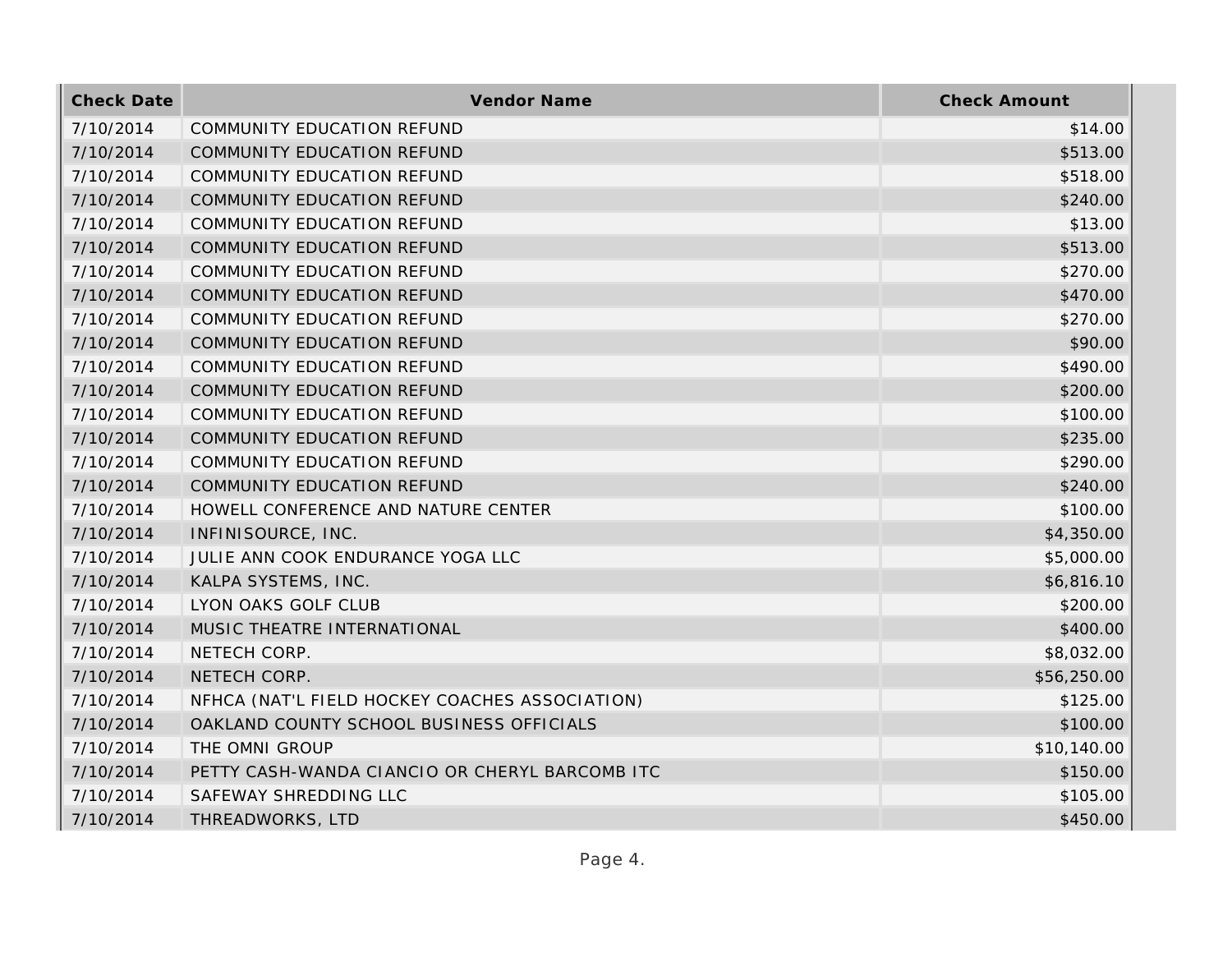| Check Date | Vendor Name | Check Amount |
|---|---|---|
| 7/10/2014 | COMMUNITY EDUCATION REFUND | $14.00 |
| 7/10/2014 | COMMUNITY EDUCATION REFUND | $513.00 |
| 7/10/2014 | COMMUNITY EDUCATION REFUND | $518.00 |
| 7/10/2014 | COMMUNITY EDUCATION REFUND | $240.00 |
| 7/10/2014 | COMMUNITY EDUCATION REFUND | $13.00 |
| 7/10/2014 | COMMUNITY EDUCATION REFUND | $513.00 |
| 7/10/2014 | COMMUNITY EDUCATION REFUND | $270.00 |
| 7/10/2014 | COMMUNITY EDUCATION REFUND | $470.00 |
| 7/10/2014 | COMMUNITY EDUCATION REFUND | $270.00 |
| 7/10/2014 | COMMUNITY EDUCATION REFUND | $90.00 |
| 7/10/2014 | COMMUNITY EDUCATION REFUND | $490.00 |
| 7/10/2014 | COMMUNITY EDUCATION REFUND | $200.00 |
| 7/10/2014 | COMMUNITY EDUCATION REFUND | $100.00 |
| 7/10/2014 | COMMUNITY EDUCATION REFUND | $235.00 |
| 7/10/2014 | COMMUNITY EDUCATION REFUND | $290.00 |
| 7/10/2014 | COMMUNITY EDUCATION REFUND | $240.00 |
| 7/10/2014 | HOWELL CONFERENCE AND NATURE CENTER | $100.00 |
| 7/10/2014 | INFINISOURCE, INC. | $4,350.00 |
| 7/10/2014 | JULIE ANN COOK ENDURANCE YOGA LLC | $5,000.00 |
| 7/10/2014 | KALPA SYSTEMS, INC. | $6,816.10 |
| 7/10/2014 | LYON OAKS GOLF CLUB | $200.00 |
| 7/10/2014 | MUSIC THEATRE INTERNATIONAL | $400.00 |
| 7/10/2014 | NETECH CORP. | $8,032.00 |
| 7/10/2014 | NETECH CORP. | $56,250.00 |
| 7/10/2014 | NFHCA (NAT'L FIELD HOCKEY COACHES ASSOCIATION) | $125.00 |
| 7/10/2014 | OAKLAND COUNTY SCHOOL BUSINESS OFFICIALS | $100.00 |
| 7/10/2014 | THE OMNI GROUP | $10,140.00 |
| 7/10/2014 | PETTY CASH-WANDA CIANCIO OR CHERYL BARCOMB ITC | $150.00 |
| 7/10/2014 | SAFEWAY SHREDDING LLC | $105.00 |
| 7/10/2014 | THREADWORKS, LTD | $450.00 |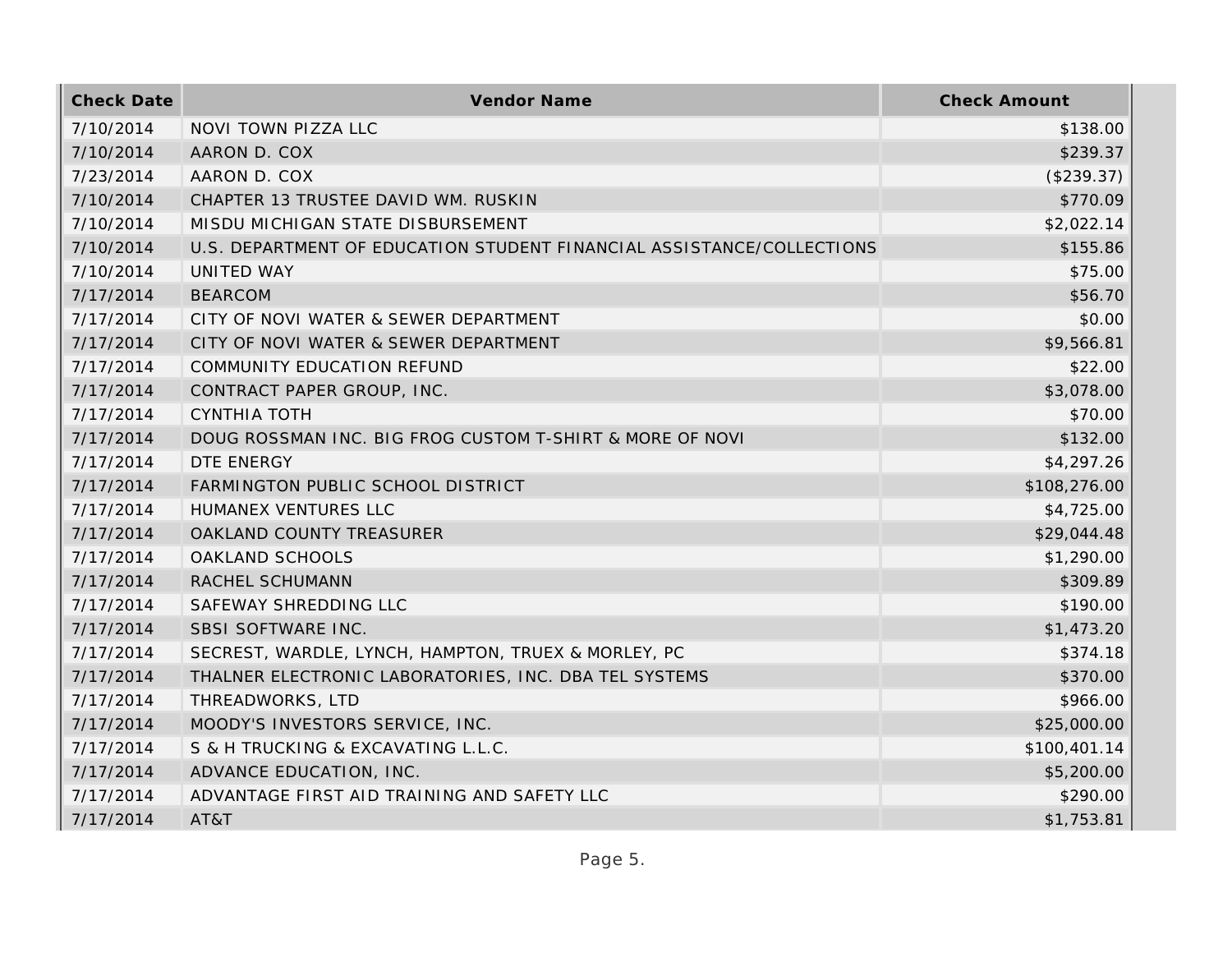| Check Date | Vendor Name | Check Amount |
|---|---|---|
| 7/10/2014 | NOVI TOWN PIZZA LLC | $138.00 |
| 7/10/2014 | AARON D. COX | $239.37 |
| 7/23/2014 | AARON D. COX | ($239.37) |
| 7/10/2014 | CHAPTER 13 TRUSTEE DAVID WM. RUSKIN | $770.09 |
| 7/10/2014 | MISDU MICHIGAN STATE DISBURSEMENT | $2,022.14 |
| 7/10/2014 | U.S. DEPARTMENT OF EDUCATION STUDENT FINANCIAL ASSISTANCE/COLLECTIONS | $155.86 |
| 7/10/2014 | UNITED WAY | $75.00 |
| 7/17/2014 | BEARCOM | $56.70 |
| 7/17/2014 | CITY OF NOVI WATER & SEWER DEPARTMENT | $0.00 |
| 7/17/2014 | CITY OF NOVI WATER & SEWER DEPARTMENT | $9,566.81 |
| 7/17/2014 | COMMUNITY EDUCATION REFUND | $22.00 |
| 7/17/2014 | CONTRACT PAPER GROUP, INC. | $3,078.00 |
| 7/17/2014 | CYNTHIA TOTH | $70.00 |
| 7/17/2014 | DOUG ROSSMAN INC. BIG FROG CUSTOM T-SHIRT & MORE OF NOVI | $132.00 |
| 7/17/2014 | DTE ENERGY | $4,297.26 |
| 7/17/2014 | FARMINGTON PUBLIC SCHOOL DISTRICT | $108,276.00 |
| 7/17/2014 | HUMANEX VENTURES LLC | $4,725.00 |
| 7/17/2014 | OAKLAND COUNTY TREASURER | $29,044.48 |
| 7/17/2014 | OAKLAND SCHOOLS | $1,290.00 |
| 7/17/2014 | RACHEL SCHUMANN | $309.89 |
| 7/17/2014 | SAFEWAY SHREDDING LLC | $190.00 |
| 7/17/2014 | SBSI SOFTWARE INC. | $1,473.20 |
| 7/17/2014 | SECREST, WARDLE, LYNCH, HAMPTON, TRUEX & MORLEY, PC | $374.18 |
| 7/17/2014 | THALNER ELECTRONIC LABORATORIES, INC. DBA TEL SYSTEMS | $370.00 |
| 7/17/2014 | THREADWORKS, LTD | $966.00 |
| 7/17/2014 | MOODY'S INVESTORS SERVICE, INC. | $25,000.00 |
| 7/17/2014 | S & H TRUCKING & EXCAVATING L.L.C. | $100,401.14 |
| 7/17/2014 | ADVANCE EDUCATION, INC. | $5,200.00 |
| 7/17/2014 | ADVANTAGE FIRST AID TRAINING AND SAFETY LLC | $290.00 |
| 7/17/2014 | AT&T | $1,753.81 |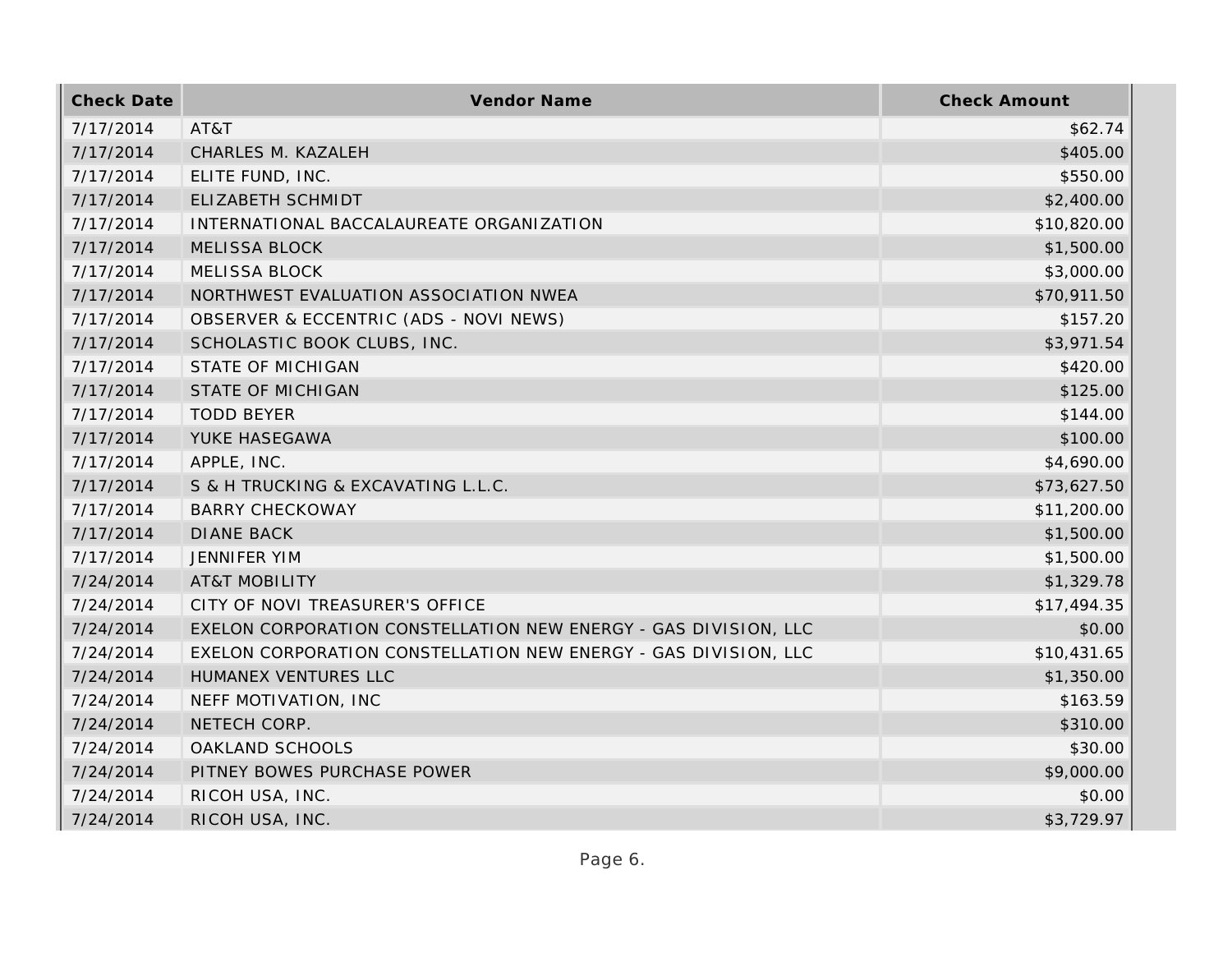| Check Date | Vendor Name | Check Amount |
| --- | --- | --- |
| 7/17/2014 | AT&T | $62.74 |
| 7/17/2014 | CHARLES M. KAZALEH | $405.00 |
| 7/17/2014 | ELITE FUND, INC. | $550.00 |
| 7/17/2014 | ELIZABETH SCHMIDT | $2,400.00 |
| 7/17/2014 | INTERNATIONAL BACCALAUREATE ORGANIZATION | $10,820.00 |
| 7/17/2014 | MELISSA BLOCK | $1,500.00 |
| 7/17/2014 | MELISSA BLOCK | $3,000.00 |
| 7/17/2014 | NORTHWEST EVALUATION ASSOCIATION NWEA | $70,911.50 |
| 7/17/2014 | OBSERVER & ECCENTRIC (ADS - NOVI NEWS) | $157.20 |
| 7/17/2014 | SCHOLASTIC BOOK CLUBS, INC. | $3,971.54 |
| 7/17/2014 | STATE OF MICHIGAN | $420.00 |
| 7/17/2014 | STATE OF MICHIGAN | $125.00 |
| 7/17/2014 | TODD BEYER | $144.00 |
| 7/17/2014 | YUKE HASEGAWA | $100.00 |
| 7/17/2014 | APPLE, INC. | $4,690.00 |
| 7/17/2014 | S & H TRUCKING & EXCAVATING L.L.C. | $73,627.50 |
| 7/17/2014 | BARRY CHECKOWAY | $11,200.00 |
| 7/17/2014 | DIANE BACK | $1,500.00 |
| 7/17/2014 | JENNIFER YIM | $1,500.00 |
| 7/24/2014 | AT&T MOBILITY | $1,329.78 |
| 7/24/2014 | CITY OF NOVI TREASURER'S OFFICE | $17,494.35 |
| 7/24/2014 | EXELON CORPORATION CONSTELLATION NEW ENERGY - GAS DIVISION, LLC | $0.00 |
| 7/24/2014 | EXELON CORPORATION CONSTELLATION NEW ENERGY - GAS DIVISION, LLC | $10,431.65 |
| 7/24/2014 | HUMANEX VENTURES LLC | $1,350.00 |
| 7/24/2014 | NEFF MOTIVATION, INC | $163.59 |
| 7/24/2014 | NETECH CORP. | $310.00 |
| 7/24/2014 | OAKLAND SCHOOLS | $30.00 |
| 7/24/2014 | PITNEY BOWES PURCHASE POWER | $9,000.00 |
| 7/24/2014 | RICOH USA, INC. | $0.00 |
| 7/24/2014 | RICOH USA, INC. | $3,729.97 |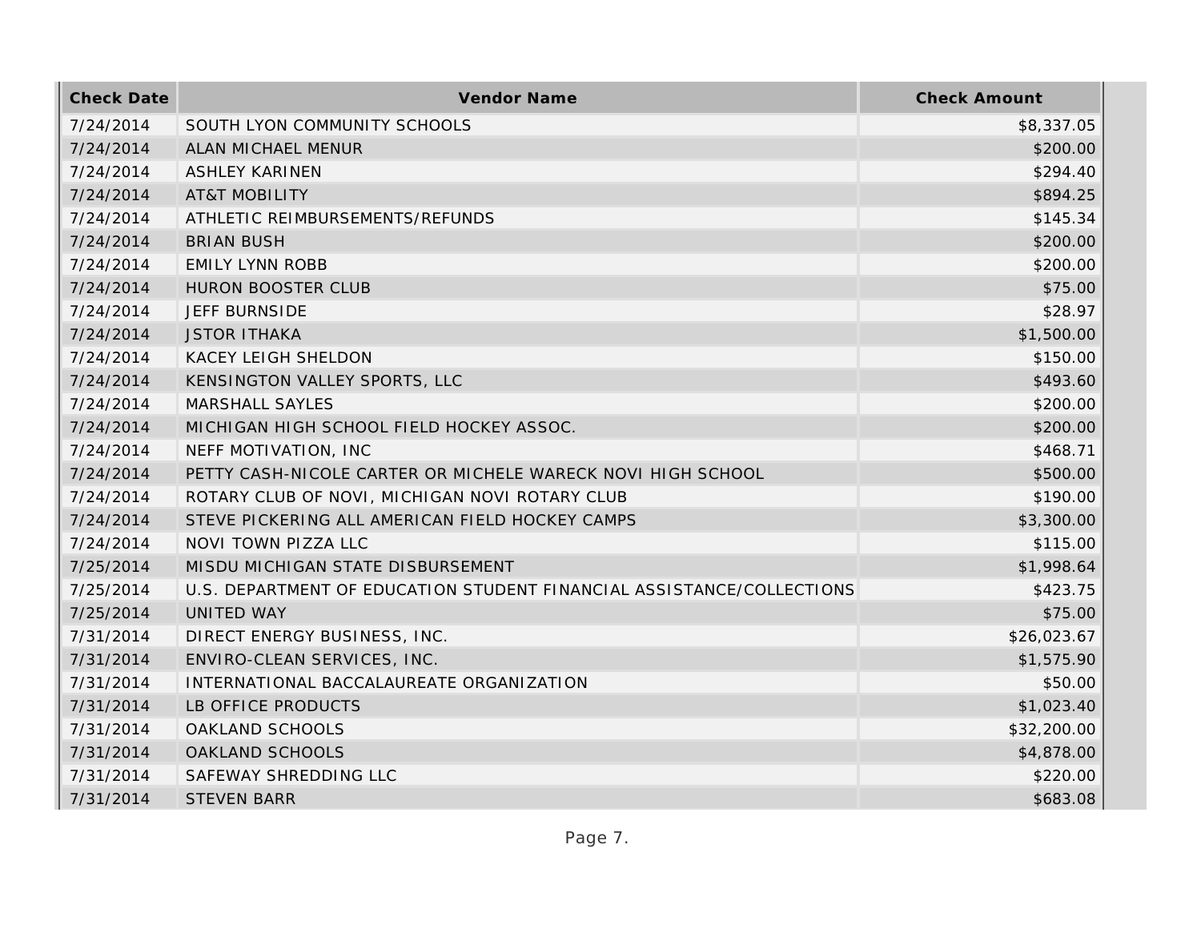| Check Date | Vendor Name | Check Amount |
|---|---|---|
| 7/24/2014 | SOUTH LYON COMMUNITY SCHOOLS | $8,337.05 |
| 7/24/2014 | ALAN MICHAEL MENUR | $200.00 |
| 7/24/2014 | ASHLEY KARINEN | $294.40 |
| 7/24/2014 | AT&T MOBILITY | $894.25 |
| 7/24/2014 | ATHLETIC REIMBURSEMENTS/REFUNDS | $145.34 |
| 7/24/2014 | BRIAN BUSH | $200.00 |
| 7/24/2014 | EMILY LYNN ROBB | $200.00 |
| 7/24/2014 | HURON BOOSTER CLUB | $75.00 |
| 7/24/2014 | JEFF BURNSIDE | $28.97 |
| 7/24/2014 | JSTOR ITHAKA | $1,500.00 |
| 7/24/2014 | KACEY LEIGH SHELDON | $150.00 |
| 7/24/2014 | KENSINGTON VALLEY SPORTS, LLC | $493.60 |
| 7/24/2014 | MARSHALL SAYLES | $200.00 |
| 7/24/2014 | MICHIGAN HIGH SCHOOL FIELD HOCKEY ASSOC. | $200.00 |
| 7/24/2014 | NEFF MOTIVATION, INC | $468.71 |
| 7/24/2014 | PETTY CASH-NICOLE CARTER OR MICHELE WARECK NOVI HIGH SCHOOL | $500.00 |
| 7/24/2014 | ROTARY CLUB OF NOVI, MICHIGAN NOVI ROTARY CLUB | $190.00 |
| 7/24/2014 | STEVE PICKERING ALL AMERICAN FIELD HOCKEY CAMPS | $3,300.00 |
| 7/24/2014 | NOVI TOWN PIZZA LLC | $115.00 |
| 7/25/2014 | MISDU MICHIGAN STATE DISBURSEMENT | $1,998.64 |
| 7/25/2014 | U.S. DEPARTMENT OF EDUCATION STUDENT FINANCIAL ASSISTANCE/COLLECTIONS | $423.75 |
| 7/25/2014 | UNITED WAY | $75.00 |
| 7/31/2014 | DIRECT ENERGY BUSINESS, INC. | $26,023.67 |
| 7/31/2014 | ENVIRO-CLEAN SERVICES, INC. | $1,575.90 |
| 7/31/2014 | INTERNATIONAL BACCALAUREATE ORGANIZATION | $50.00 |
| 7/31/2014 | LB OFFICE PRODUCTS | $1,023.40 |
| 7/31/2014 | OAKLAND SCHOOLS | $32,200.00 |
| 7/31/2014 | OAKLAND SCHOOLS | $4,878.00 |
| 7/31/2014 | SAFEWAY SHREDDING LLC | $220.00 |
| 7/31/2014 | STEVEN BARR | $683.08 |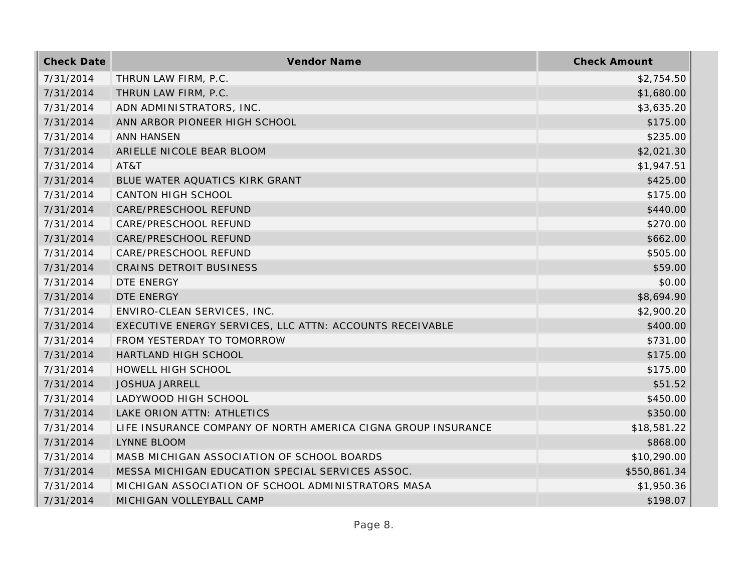| Check Date | Vendor Name | Check Amount |
| --- | --- | --- |
| 7/31/2014 | THRUN LAW FIRM, P.C. | $2,754.50 |
| 7/31/2014 | THRUN LAW FIRM, P.C. | $1,680.00 |
| 7/31/2014 | ADN ADMINISTRATORS, INC. | $3,635.20 |
| 7/31/2014 | ANN ARBOR PIONEER HIGH SCHOOL | $175.00 |
| 7/31/2014 | ANN HANSEN | $235.00 |
| 7/31/2014 | ARIELLE NICOLE BEAR BLOOM | $2,021.30 |
| 7/31/2014 | AT&T | $1,947.51 |
| 7/31/2014 | BLUE WATER AQUATICS KIRK GRANT | $425.00 |
| 7/31/2014 | CANTON HIGH SCHOOL | $175.00 |
| 7/31/2014 | CARE/PRESCHOOL REFUND | $440.00 |
| 7/31/2014 | CARE/PRESCHOOL REFUND | $270.00 |
| 7/31/2014 | CARE/PRESCHOOL REFUND | $662.00 |
| 7/31/2014 | CARE/PRESCHOOL REFUND | $505.00 |
| 7/31/2014 | CRAINS DETROIT BUSINESS | $59.00 |
| 7/31/2014 | DTE ENERGY | $0.00 |
| 7/31/2014 | DTE ENERGY | $8,694.90 |
| 7/31/2014 | ENVIRO-CLEAN SERVICES, INC. | $2,900.20 |
| 7/31/2014 | EXECUTIVE ENERGY SERVICES, LLC ATTN: ACCOUNTS RECEIVABLE | $400.00 |
| 7/31/2014 | FROM YESTERDAY TO TOMORROW | $731.00 |
| 7/31/2014 | HARTLAND HIGH SCHOOL | $175.00 |
| 7/31/2014 | HOWELL HIGH SCHOOL | $175.00 |
| 7/31/2014 | JOSHUA JARRELL | $51.52 |
| 7/31/2014 | LADYWOOD HIGH SCHOOL | $450.00 |
| 7/31/2014 | LAKE ORION ATTN: ATHLETICS | $350.00 |
| 7/31/2014 | LIFE INSURANCE COMPANY OF NORTH AMERICA CIGNA GROUP INSURANCE | $18,581.22 |
| 7/31/2014 | LYNNE BLOOM | $868.00 |
| 7/31/2014 | MASB MICHIGAN ASSOCIATION OF SCHOOL BOARDS | $10,290.00 |
| 7/31/2014 | MESSA MICHIGAN EDUCATION SPECIAL SERVICES ASSOC. | $550,861.34 |
| 7/31/2014 | MICHIGAN ASSOCIATION OF SCHOOL ADMINISTRATORS MASA | $1,950.36 |
| 7/31/2014 | MICHIGAN VOLLEYBALL CAMP | $198.07 |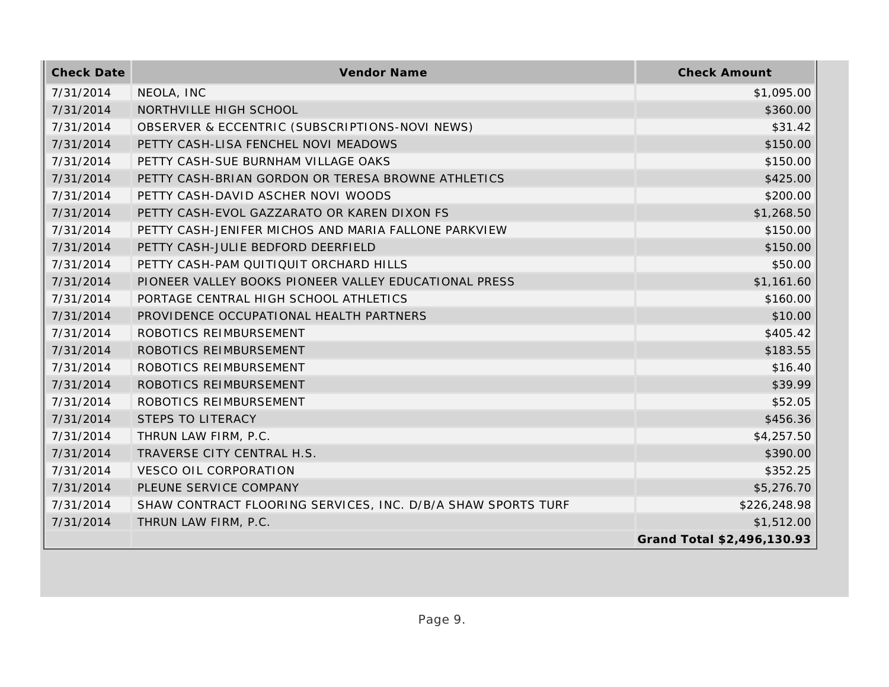| Check Date | Vendor Name | Check Amount |
|---|---|---|
| 7/31/2014 | NEOLA, INC | $1,095.00 |
| 7/31/2014 | NORTHVILLE HIGH SCHOOL | $360.00 |
| 7/31/2014 | OBSERVER & ECCENTRIC (SUBSCRIPTIONS-NOVI NEWS) | $31.42 |
| 7/31/2014 | PETTY CASH-LISA FENCHEL NOVI MEADOWS | $150.00 |
| 7/31/2014 | PETTY CASH-SUE BURNHAM VILLAGE OAKS | $150.00 |
| 7/31/2014 | PETTY CASH-BRIAN GORDON OR TERESA BROWNE ATHLETICS | $425.00 |
| 7/31/2014 | PETTY CASH-DAVID ASCHER NOVI WOODS | $200.00 |
| 7/31/2014 | PETTY CASH-EVOL GAZZARATO OR KAREN DIXON FS | $1,268.50 |
| 7/31/2014 | PETTY CASH-JENIFER MICHOS AND MARIA FALLONE PARKVIEW | $150.00 |
| 7/31/2014 | PETTY CASH-JULIE BEDFORD DEERFIELD | $150.00 |
| 7/31/2014 | PETTY CASH-PAM QUITIQUIT ORCHARD HILLS | $50.00 |
| 7/31/2014 | PIONEER VALLEY BOOKS PIONEER VALLEY EDUCATIONAL PRESS | $1,161.60 |
| 7/31/2014 | PORTAGE CENTRAL HIGH SCHOOL ATHLETICS | $160.00 |
| 7/31/2014 | PROVIDENCE OCCUPATIONAL HEALTH PARTNERS | $10.00 |
| 7/31/2014 | ROBOTICS REIMBURSEMENT | $405.42 |
| 7/31/2014 | ROBOTICS REIMBURSEMENT | $183.55 |
| 7/31/2014 | ROBOTICS REIMBURSEMENT | $16.40 |
| 7/31/2014 | ROBOTICS REIMBURSEMENT | $39.99 |
| 7/31/2014 | ROBOTICS REIMBURSEMENT | $52.05 |
| 7/31/2014 | STEPS TO LITERACY | $456.36 |
| 7/31/2014 | THRUN LAW FIRM, P.C. | $4,257.50 |
| 7/31/2014 | TRAVERSE CITY CENTRAL H.S. | $390.00 |
| 7/31/2014 | VESCO OIL CORPORATION | $352.25 |
| 7/31/2014 | PLEUNE SERVICE COMPANY | $5,276.70 |
| 7/31/2014 | SHAW CONTRACT FLOORING SERVICES, INC. D/B/A SHAW SPORTS TURF | $226,248.98 |
| 7/31/2014 | THRUN LAW FIRM, P.C. | $1,512.00 |
| | | **Grand Total $2,496,130.93** |